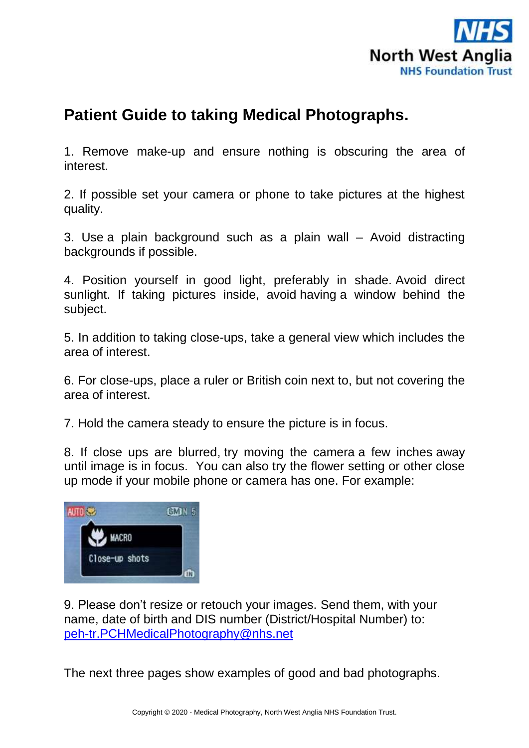# Patient Guide to taking Medical Photographs.

1. Remove make-up and ensure nothing is obscuring the area of interest.

2. If possible set your camera or phone to take pictures at the highest quality.

3. Use a plain background such as a plain wall – Avoid distracting backgrounds if possible.

4. Position yourself in good light, preferably in shade. Avoid direct sunlight. If taking pictures inside, avoid having a window behind the subject.

5. In addition to taking close-ups, take a general view which includes the area of interest.

6. For close-ups, place a ruler or British coin next to, but not covering the area of interest.

7. Hold the camera steady to ensure the picture is in focus.

8. If close ups are blurred, try moving the camera a few inches away until image is in focus. You can also try the flower setting or other close up mode if your mobile phone or camera has one. For example:

9. Please don't resize or retouch your images. Send them, with your name, date of birth and DIS number (District/Hospital Number) to: peh-tr.PCHMedicalPhotography@nhs.net

The next three pages show examples of good and bad photographs.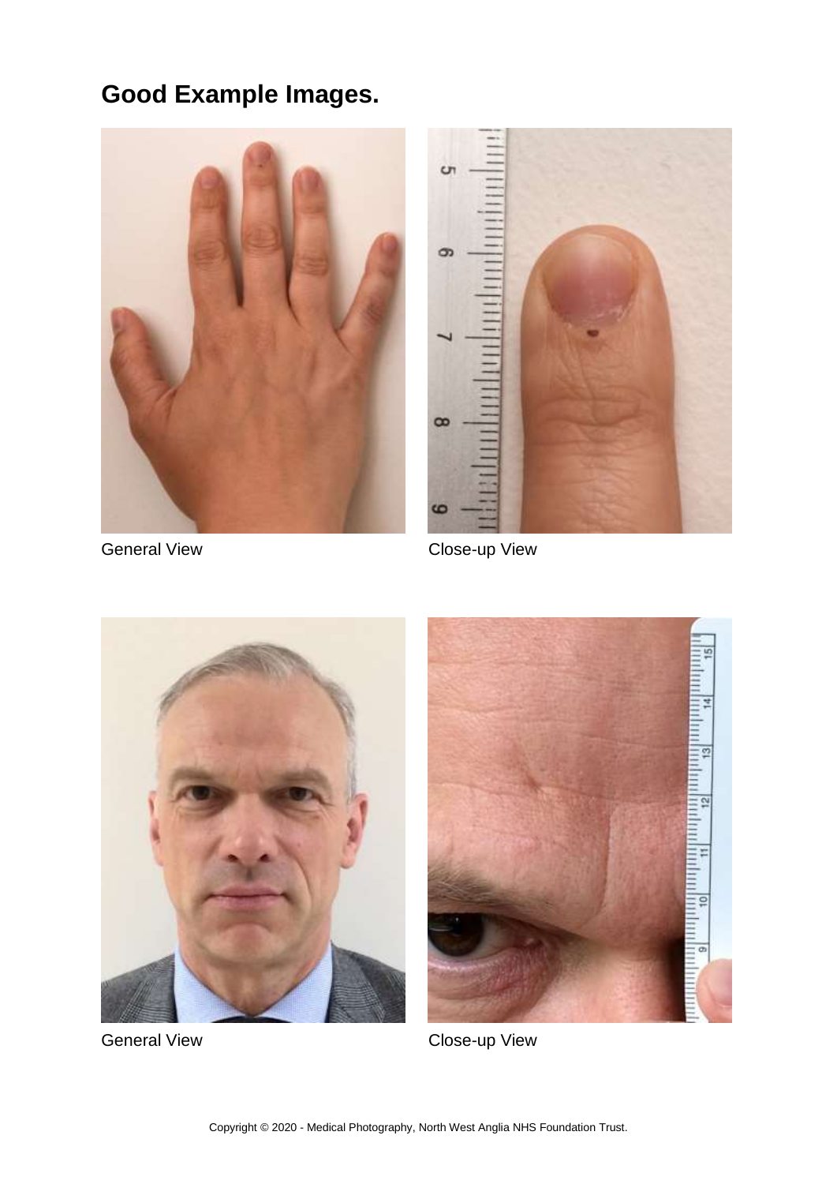## Good Example Images.

General View

Close-up View

General View

Close-up View

Copyright © 2020 - Medical Photography, North West Anglia NHS Foundation Trust.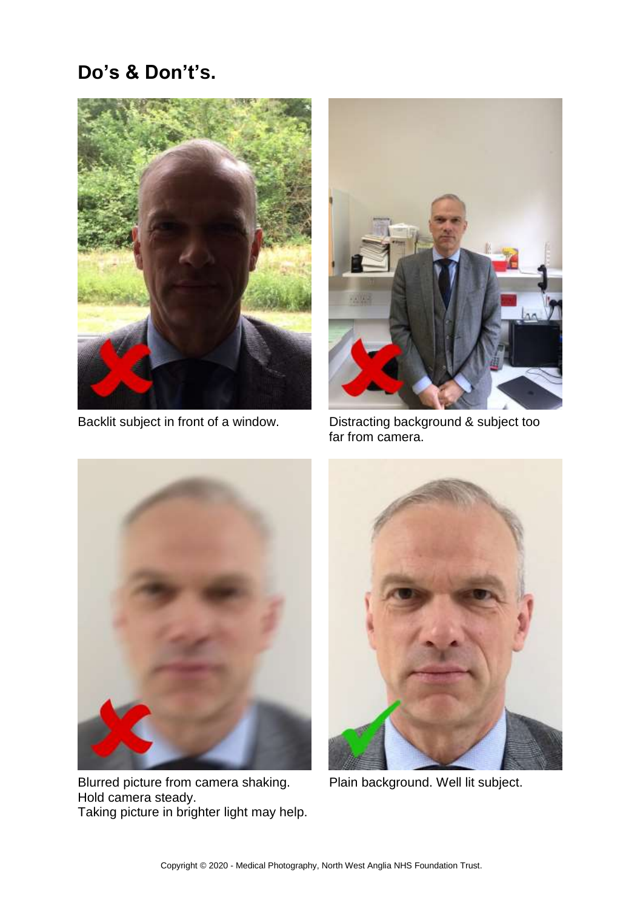# Do's & Don't's.

Backlit subject in front of a window.

Distracting background & subject too far from camera.

Blurred picture from camera shaking.
Hold camera steady.
Taking picture in brighter light may help.

Plain background. Well lit subject.

Copyright © 2020 - Medical Photography, North West Anglia NHS Foundation Trust.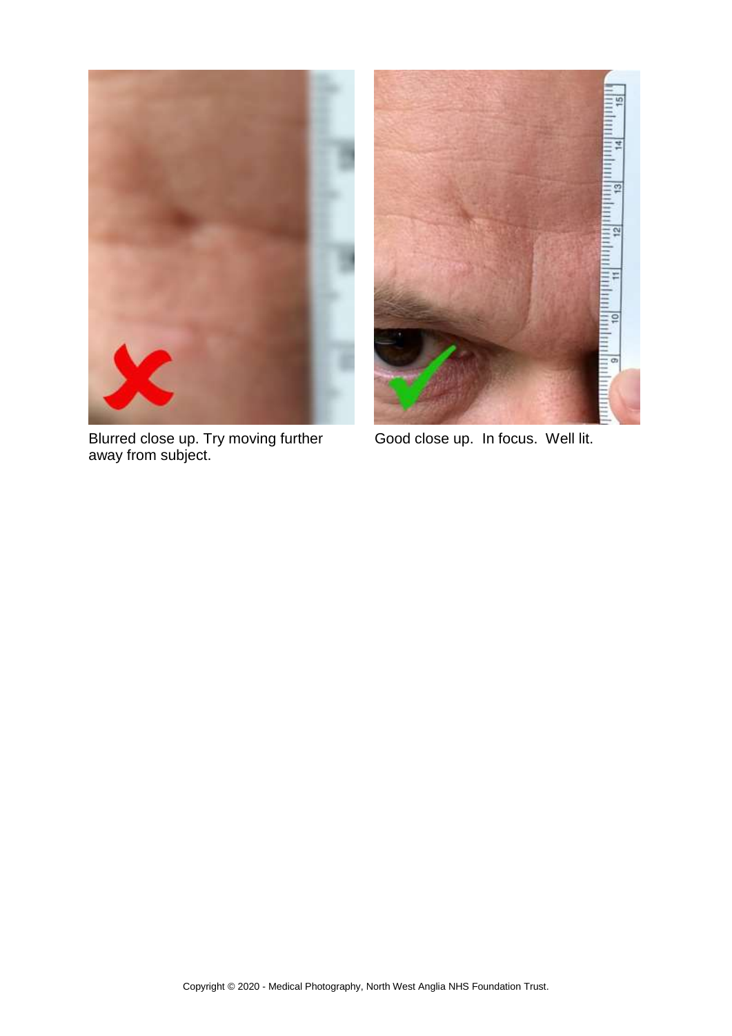Blurred close up. Try moving further away from subject.

Good close up. In focus. Well lit.

Copyright © 2020 - Medical Photography, North West Anglia NHS Foundation Trust.